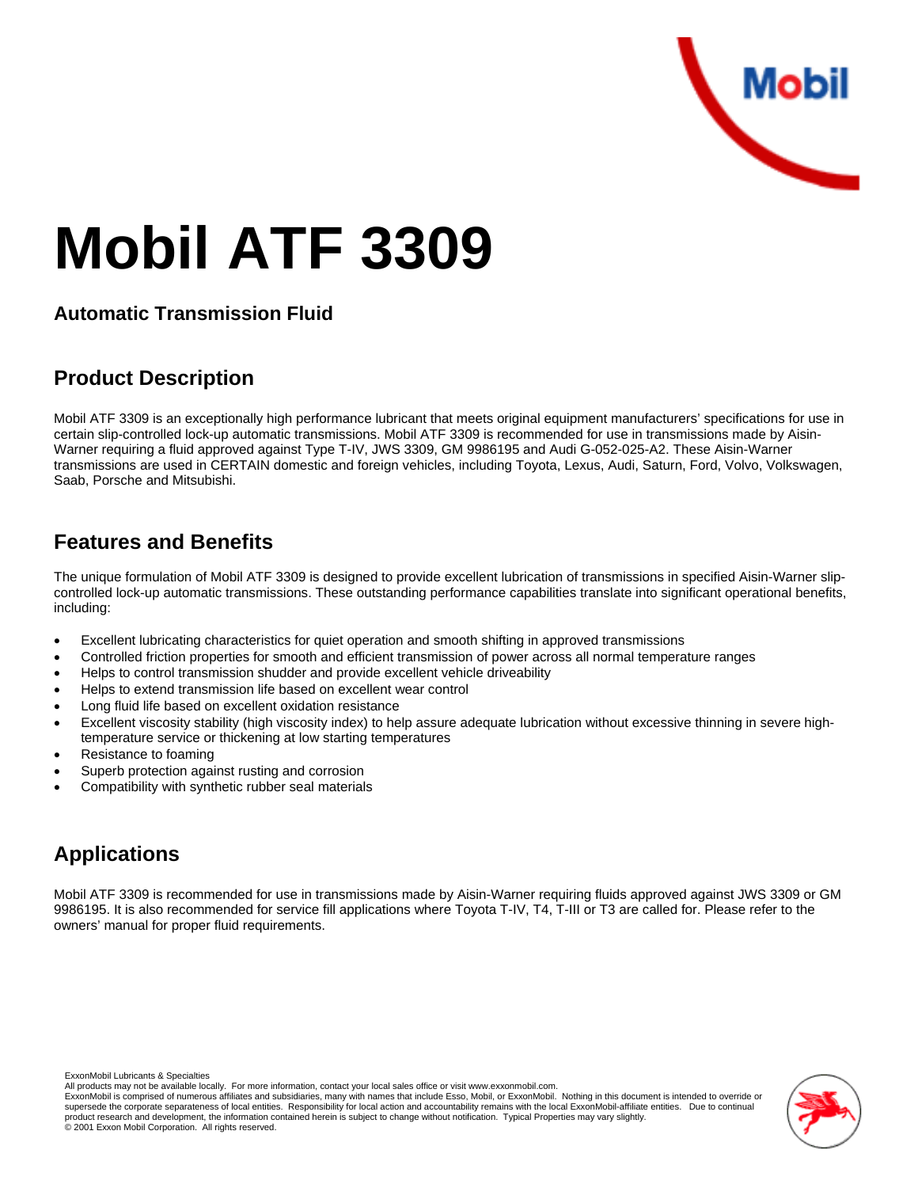# Mobil ATF 3309

### Automatic Transmission Fluid

## Product Description

Mobil ATF 3309 is an exceptionally high performance lubricant that meets original equipment manufacturers' specifications for use in certain slip-controlled lock-up automatic transmissions. Mobil ATF 3309 is recommended for use in transmissions made by Aisin-Warner requiring a fluid approved against Type T-IV, JWS 3309, GM 9986195 and Audi G-052-025-A2. These Aisin-Warner transmissions are used in CERTAIN domestic and foreign vehicles, including Toyota, Lexus, Audi, Saturn, Ford, Volvo, Volkswagen, Saab, Porsche and Mitsubishi.

## Features and Benefits

The unique formulation of Mobil ATF 3309 is designed to provide excellent lubrication of transmissions in specified Aisin-Warner slip-controlled lock-up automatic transmissions. These outstanding performance capabilities translate into significant operational benefits, including:

- Excellent lubricating characteristics for quiet operation and smooth shifting in approved transmissions
- Controlled friction properties for smooth and efficient transmission of power across all normal temperature ranges
- Helps to control transmission shudder and provide excellent vehicle driveability
- Helps to extend transmission life based on excellent wear control
- Long fluid life based on excellent oxidation resistance
- Excellent viscosity stability (high viscosity index) to help assure adequate lubrication without excessive thinning in severe high-temperature service or thickening at low starting temperatures
- Resistance to foaming
- Superb protection against rusting and corrosion
- Compatibility with synthetic rubber seal materials

## Applications

Mobil ATF 3309 is recommended for use in transmissions made by Aisin-Warner requiring fluids approved against JWS 3309 or GM 9986195. It is also recommended for service fill applications where Toyota T-IV, T4, T-III or T3 are called for. Please refer to the owners' manual for proper fluid requirements.

ExxonMobil Lubricants & Specialties
All products may not be available locally. For more information, contact your local sales office or visit www.exxonmobil.com.
ExxonMobil is comprised of numerous affiliates and subsidiaries, many with names that include Esso, Mobil, or ExxonMobil. Nothing in this document is intended to override or supersede the corporate separateness of local entities. Responsibility for local action and accountability remains with the local ExxonMobil-affiliate entities. Due to continual product research and development, the information contained herein is subject to change without notification. Typical Properties may vary slightly.
© 2001 Exxon Mobil Corporation. All rights reserved.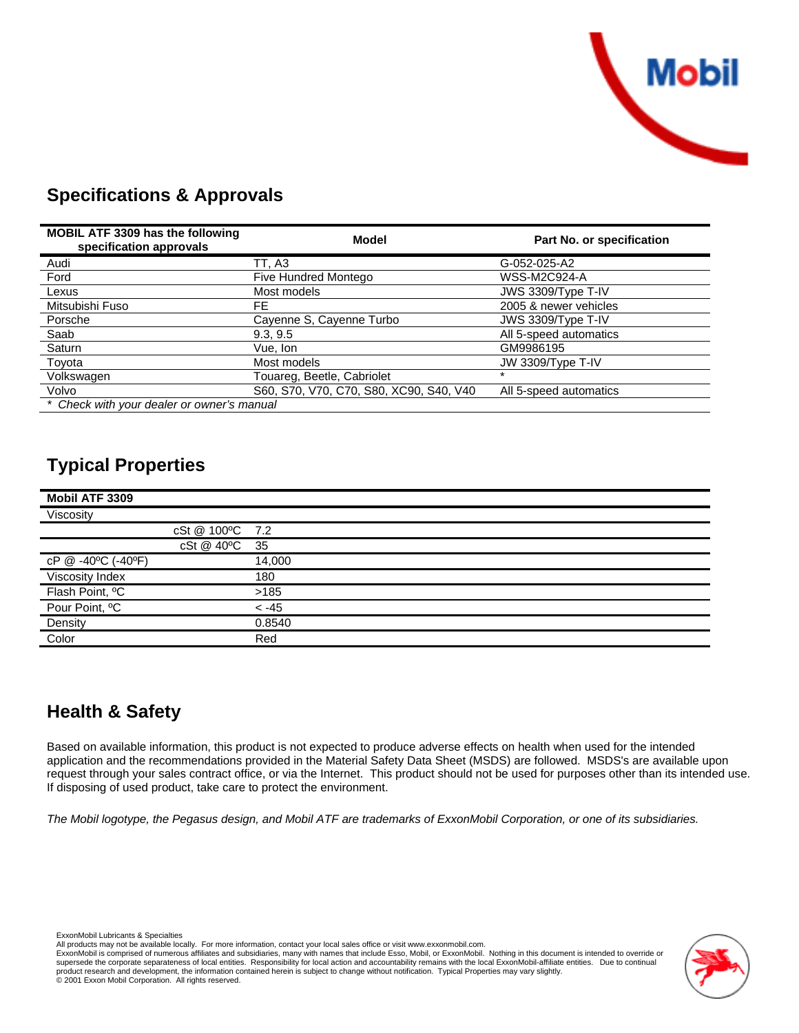## Specifications & Approvals

| MOBIL ATF 3309 has the following specification approvals | Model | Part No. or specification |
|---|---|---|
| Audi | TT, A3 | G-052-025-A2 |
| Ford | Five Hundred Montego | WSS-M2C924-A |
| Lexus | Most models | JWS 3309/Type T-IV |
| Mitsubishi Fuso | FE | 2005 & newer vehicles |
| Porsche | Cayenne S, Cayenne Turbo | JWS 3309/Type T-IV |
| Saab | 9.3, 9.5 | All 5-speed automatics |
| Saturn | Vue, Ion | GM9986195 |
| Toyota | Most models | JW 3309/Type T-IV |
| Volkswagen | Touareg, Beetle, Cabriolet | * |
| Volvo | S60, S70, V70, C70, S80, XC90, S40, V40 | All 5-speed automatics |

*\* Check with your dealer or owner's manual*

## Typical Properties

| Mobil ATF 3309 | | |
|---|---|---|
| Viscosity | | |
| | cSt @ 100ºC | 7.2 |
| | cSt @ 40ºC | 35 |
| cP @ -40ºC (-40ºF) | | 14,000 |
| Viscosity Index | | 180 |
| Flash Point, ºC | | >185 |
| Pour Point, ºC | | < -45 |
| Density | | 0.8540 |
| Color | | Red |

## Health & Safety

Based on available information, this product is not expected to produce adverse effects on health when used for the intended application and the recommendations provided in the Material Safety Data Sheet (MSDS) are followed. MSDS's are available upon request through your sales contract office, or via the Internet. This product should not be used for purposes other than its intended use. If disposing of used product, take care to protect the environment.

*The Mobil logotype, the Pegasus design, and Mobil ATF are trademarks of ExxonMobil Corporation, or one of its subsidiaries.*

ExxonMobil Lubricants & Specialties
All products may not be available locally. For more information, contact your local sales office or visit www.exxonmobil.com.
ExxonMobil is comprised of numerous affiliates and subsidiaries, many with names that include Esso, Mobil, or ExxonMobil. Nothing in this document is intended to override or supersede the corporate separateness of local entities. Responsibility for local action and accountability remains with the local ExxonMobil-affiliate entities. Due to continual product research and development, the information contained herein is subject to change without notification. Typical Properties may vary slightly.
© 2001 Exxon Mobil Corporation. All rights reserved.